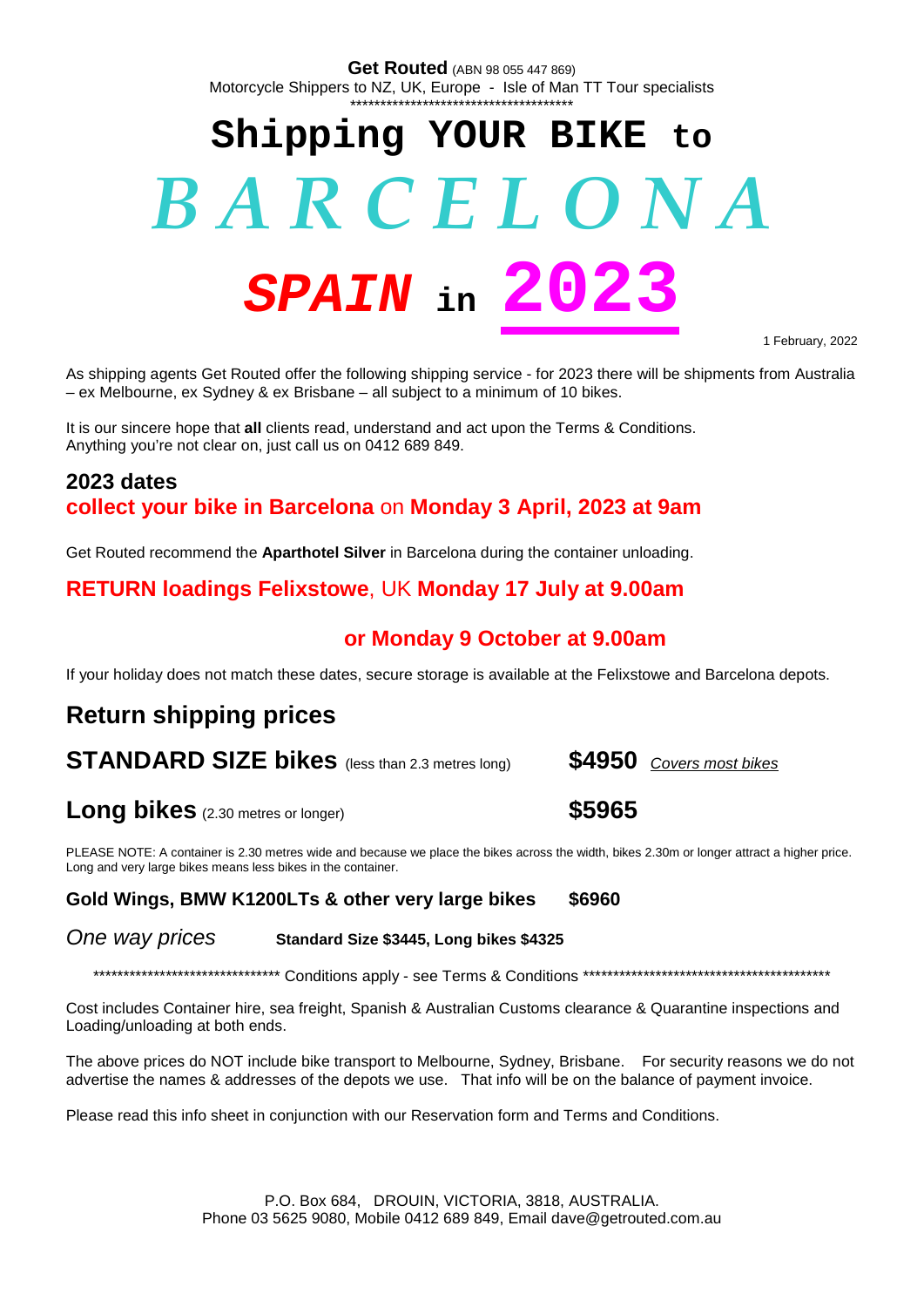**Get Routed** (ABN 98 055 447 869)
Motorcycle Shippers to NZ, UK, Europe - Isle of Man TT Tour specialists
************************************

# Shipping YOUR BIKE to

# *BARCELONA*

# *SPAIN* in 2023

1 February, 2022

As shipping agents Get Routed offer the following shipping service - for 2023 there will be shipments from Australia – ex Melbourne, ex Sydney & ex Brisbane – all subject to a minimum of 10 bikes.

It is our sincere hope that **all** clients read, understand and act upon the Terms & Conditions.
Anything you're not clear on, just call us on 0412 689 849.

## 2023 dates

### collect your bike in Barcelona on Monday 3 April, 2023 at 9am

Get Routed recommend the **Aparthotel Silver** in Barcelona during the container unloading.

### RETURN loadings Felixstowe, UK Monday 17 July at 9.00am

### or Monday 9 October at 9.00am

If your holiday does not match these dates, secure storage is available at the Felixstowe and Barcelona depots.

## Return shipping prices

**STANDARD SIZE bikes** (less than 2.3 metres long) **$4950** *Covers most bikes*

**Long bikes** (2.30 metres or longer) **$5965**

PLEASE NOTE: A container is 2.30 metres wide and because we place the bikes across the width, bikes 2.30m or longer attract a higher price. Long and very large bikes means less bikes in the container.

**Gold Wings, BMW K1200LTs & other very large bikes $6960**

*One way prices* **Standard Size $3445, Long bikes $4325**

****************************** Conditions apply - see Terms & Conditions *****************************************

Cost includes Container hire, sea freight, Spanish & Australian Customs clearance & Quarantine inspections and Loading/unloading at both ends.

The above prices do NOT include bike transport to Melbourne, Sydney, Brisbane. For security reasons we do not advertise the names & addresses of the depots we use. That info will be on the balance of payment invoice.

Please read this info sheet in conjunction with our Reservation form and Terms and Conditions.

P.O. Box 684, DROUIN, VICTORIA, 3818, AUSTRALIA.
Phone 03 5625 9080, Mobile 0412 689 849, Email dave@getrouted.com.au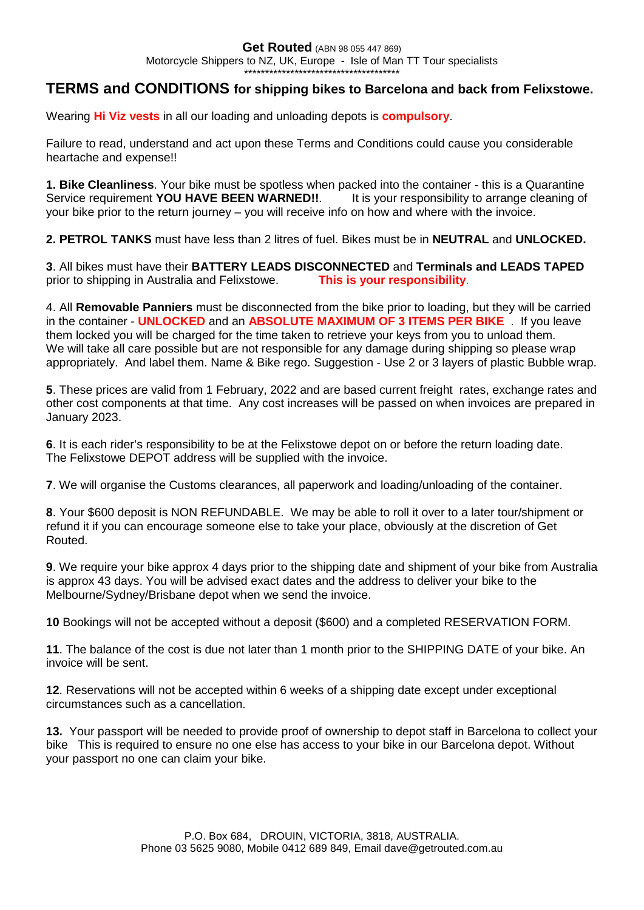**Get Routed** (ABN 98 055 447 869)
Motorcycle Shippers to NZ, UK, Europe - Isle of Man TT Tour specialists
\*\*\*\*\*\*\*\*\*\*\*\*\*\*\*\*\*\*\*\*\*\*\*\*\*\*\*\*\*\*\*\*\*\*\*\*\*

# TERMS and CONDITIONS for shipping bikes to Barcelona and back from Felixstowe.

Wearing **Hi Viz vests** in all our loading and unloading depots is **compulsory**.

Failure to read, understand and act upon these Terms and Conditions could cause you considerable heartache and expense!!

**1. Bike Cleanliness**. Your bike must be spotless when packed into the container - this is a Quarantine Service requirement **YOU HAVE BEEN WARNED!!**. It is your responsibility to arrange cleaning of your bike prior to the return journey – you will receive info on how and where with the invoice.

**2. PETROL TANKS** must have less than 2 litres of fuel. Bikes must be in **NEUTRAL** and **UNLOCKED.**

**3**. All bikes must have their **BATTERY LEADS DISCONNECTED** and **Terminals and LEADS TAPED** prior to shipping in Australia and Felixstowe. **This is your responsibility**.

4. All **Removable Panniers** must be disconnected from the bike prior to loading, but they will be carried in the container - **UNLOCKED** and an **ABSOLUTE MAXIMUM OF 3 ITEMS PER BIKE** . If you leave them locked you will be charged for the time taken to retrieve your keys from you to unload them. We will take all care possible but are not responsible for any damage during shipping so please wrap appropriately. And label them. Name & Bike rego. Suggestion - Use 2 or 3 layers of plastic Bubble wrap.

**5**. These prices are valid from 1 February, 2022 and are based current freight rates, exchange rates and other cost components at that time. Any cost increases will be passed on when invoices are prepared in January 2023.

**6**. It is each rider's responsibility to be at the Felixstowe depot on or before the return loading date. The Felixstowe DEPOT address will be supplied with the invoice.

**7**. We will organise the Customs clearances, all paperwork and loading/unloading of the container.

**8**. Your $600 deposit is NON REFUNDABLE. We may be able to roll it over to a later tour/shipment or refund it if you can encourage someone else to take your place, obviously at the discretion of Get Routed.

**9**. We require your bike approx 4 days prior to the shipping date and shipment of your bike from Australia is approx 43 days. You will be advised exact dates and the address to deliver your bike to the Melbourne/Sydney/Brisbane depot when we send the invoice.

**10** Bookings will not be accepted without a deposit ($600) and a completed RESERVATION FORM.

**11**. The balance of the cost is due not later than 1 month prior to the SHIPPING DATE of your bike. An invoice will be sent.

**12**. Reservations will not be accepted within 6 weeks of a shipping date except under exceptional circumstances such as a cancellation.

**13.** Your passport will be needed to provide proof of ownership to depot staff in Barcelona to collect your bike This is required to ensure no one else has access to your bike in our Barcelona depot. Without your passport no one can claim your bike.

P.O. Box 684, DROUIN, VICTORIA, 3818, AUSTRALIA.
Phone 03 5625 9080, Mobile 0412 689 849, Email dave@getrouted.com.au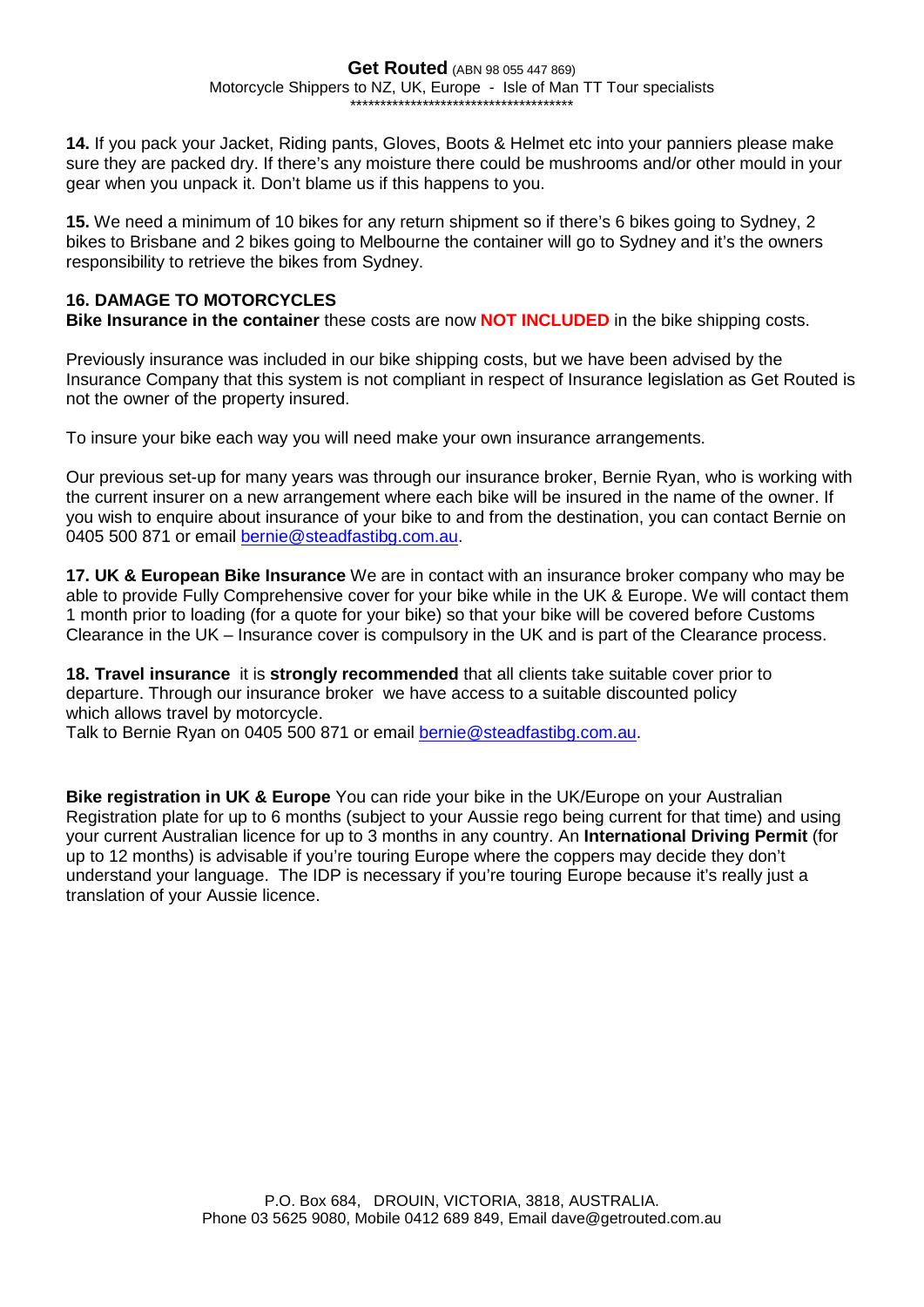**14.** If you pack your Jacket, Riding pants, Gloves, Boots & Helmet etc into your panniers please make sure they are packed dry. If there's any moisture there could be mushrooms and/or other mould in your gear when you unpack it. Don't blame us if this happens to you.

**15.** We need a minimum of 10 bikes for any return shipment so if there's 6 bikes going to Sydney, 2 bikes to Brisbane and 2 bikes going to Melbourne the container will go to Sydney and it's the owners responsibility to retrieve the bikes from Sydney.

**16. DAMAGE TO MOTORCYCLES**
**Bike Insurance in the container** these costs are now **NOT INCLUDED** in the bike shipping costs.

Previously insurance was included in our bike shipping costs, but we have been advised by the Insurance Company that this system is not compliant in respect of Insurance legislation as Get Routed is not the owner of the property insured.

To insure your bike each way you will need make your own insurance arrangements.

Our previous set-up for many years was through our insurance broker, Bernie Ryan, who is working with the current insurer on a new arrangement where each bike will be insured in the name of the owner. If you wish to enquire about insurance of your bike to and from the destination, you can contact Bernie on 0405 500 871 or email bernie@steadfastibg.com.au.

**17. UK & European Bike Insurance** We are in contact with an insurance broker company who may be able to provide Fully Comprehensive cover for your bike while in the UK & Europe. We will contact them 1 month prior to loading (for a quote for your bike) so that your bike will be covered before Customs Clearance in the UK – Insurance cover is compulsory in the UK and is part of the Clearance process.

**18. Travel insurance** it is **strongly recommended** that all clients take suitable cover prior to departure. Through our insurance broker we have access to a suitable discounted policy which allows travel by motorcycle.
Talk to Bernie Ryan on 0405 500 871 or email bernie@steadfastibg.com.au.

**Bike registration in UK & Europe** You can ride your bike in the UK/Europe on your Australian Registration plate for up to 6 months (subject to your Aussie rego being current for that time) and using your current Australian licence for up to 3 months in any country. An **International Driving Permit** (for up to 12 months) is advisable if you're touring Europe where the coppers may decide they don't understand your language. The IDP is necessary if you're touring Europe because it's really just a translation of your Aussie licence.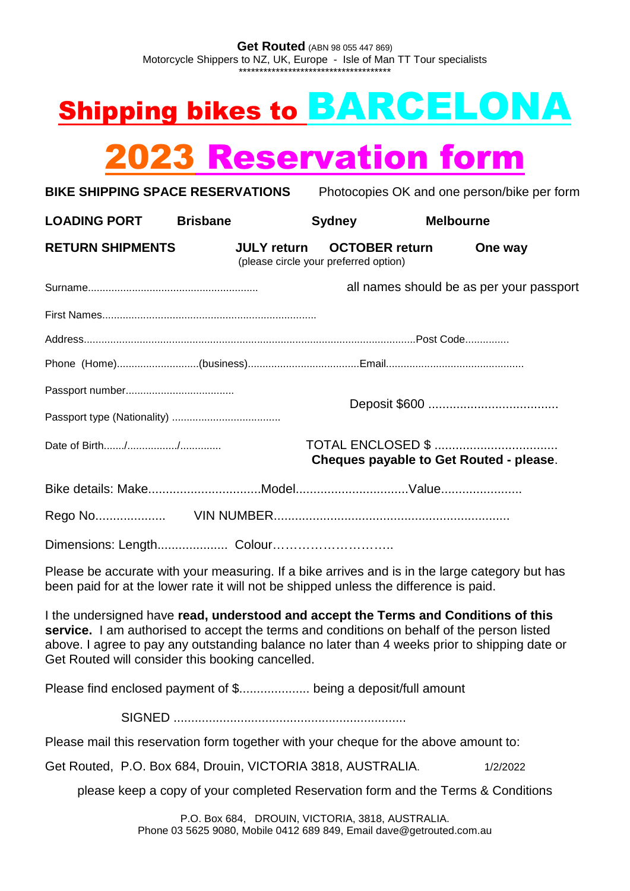**Get Routed** (ABN 98 055 447 869)
Motorcycle Shippers to NZ, UK, Europe - Isle of Man TT Tour specialists
************************************

# Shipping bikes to BARCELONA

# 2023 Reservation form

**BIKE SHIPPING SPACE RESERVATIONS** Photocopies OK and one person/bike per form

**LOADING PORT** **Brisbane** **Sydney** **Melbourne**

**RETURN SHIPMENTS** **JULY return** **OCTOBER return** **One way**
(please circle your preferred option)

Surname........................................................... all names should be as per your passport

First Names.........................................................................

Address...............................................................................................................Post Code...............

Phone (Home)............................(business)......................................Email..............................................

Passport number.....................................

Passport type (Nationality) ....................................

Deposit $600 .....................................

Date of Birth......./................/.............

TOTAL ENCLOSED $ ..................................
**Cheques payable to Get Routed - please**.

Bike details: Make................................Model................................Value.......................

Rego No.................... VIN NUMBER...................................................................

Dimensions: Length.................... Colour………………………..

Please be accurate with your measuring. If a bike arrives and is in the large category but has been paid for at the lower rate it will not be shipped unless the difference is paid.

I the undersigned have **read, understood and accept the Terms and Conditions of this service.** I am authorised to accept the terms and conditions on behalf of the person listed above. I agree to pay any outstanding balance no later than 4 weeks prior to shipping date or Get Routed will consider this booking cancelled.

Please find enclosed payment of $.................... being a deposit/full amount

SIGNED .................................................................

Please mail this reservation form together with your cheque for the above amount to:

Get Routed, P.O. Box 684, Drouin, VICTORIA 3818, AUSTRALIA. 1/2/2022

please keep a copy of your completed Reservation form and the Terms & Conditions

P.O. Box 684, DROUIN, VICTORIA, 3818, AUSTRALIA.
Phone 03 5625 9080, Mobile 0412 689 849, Email dave@getrouted.com.au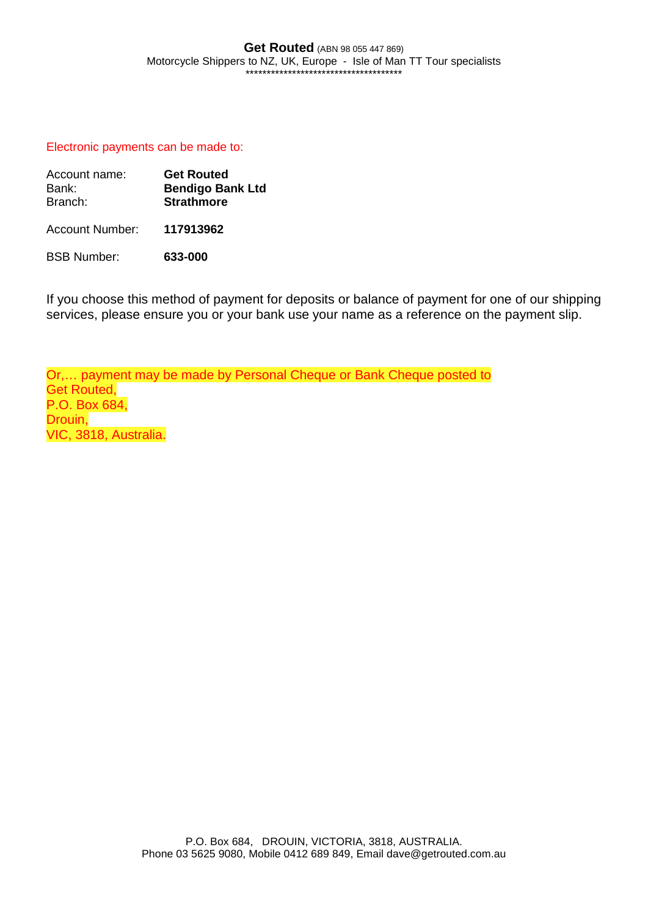**Get Routed** (ABN 98 055 447 869)
Motorcycle Shippers to NZ, UK, Europe - Isle of Man TT Tour specialists
************************************

Electronic payments can be made to:

| | |
|---|---|
| Account name: | **Get Routed** |
| Bank: | **Bendigo Bank Ltd** |
| Branch: | **Strathmore** |
| Account Number: | **117913962** |
| BSB Number: | **633-000** |

If you choose this method of payment for deposits or balance of payment for one of our shipping services, please ensure you or your bank use your name as a reference on the payment slip.

Or,… payment may be made by Personal Cheque or Bank Cheque posted to
Get Routed,
P.O. Box 684,
Drouin,
VIC, 3818, Australia.

P.O. Box 684, DROUIN, VICTORIA, 3818, AUSTRALIA.
Phone 03 5625 9080, Mobile 0412 689 849, Email dave@getrouted.com.au